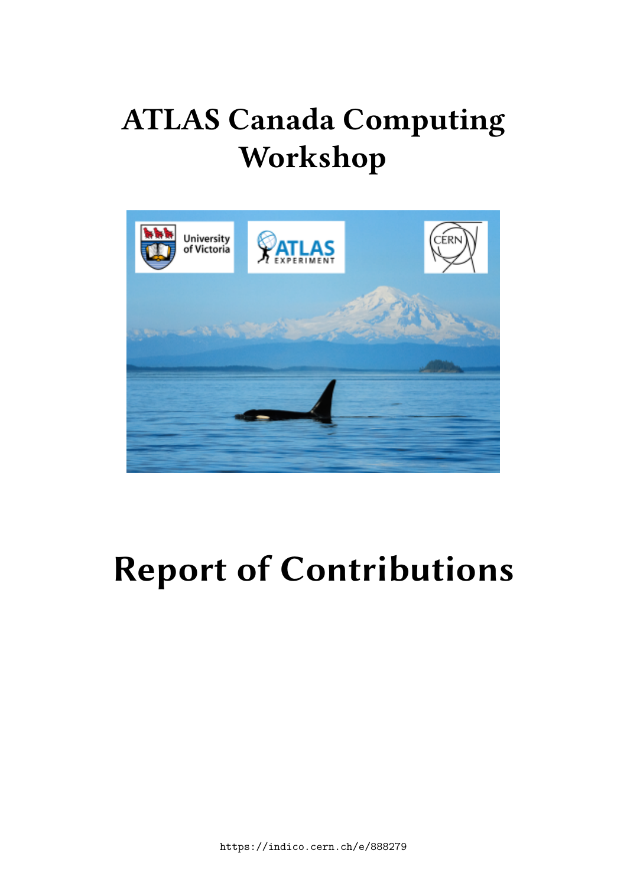# ATLAS Canada Computing Workshop

# Report of Contributions

https://indico.cern.ch/e/888279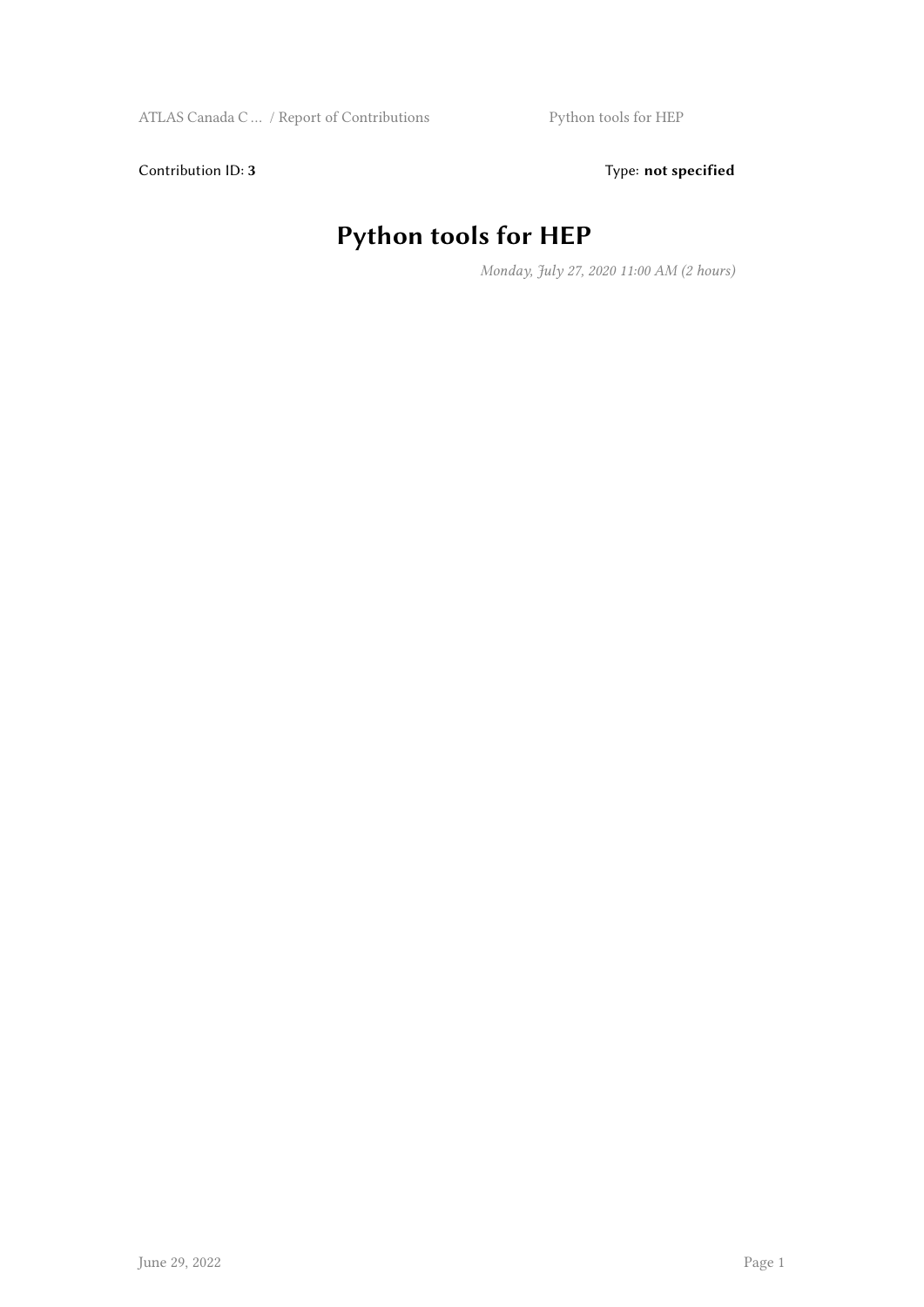Contribution ID: **3** Type: **not specified**

# Python tools for HEP

*Monday, July 27, 2020 11:00 AM (2 hours)*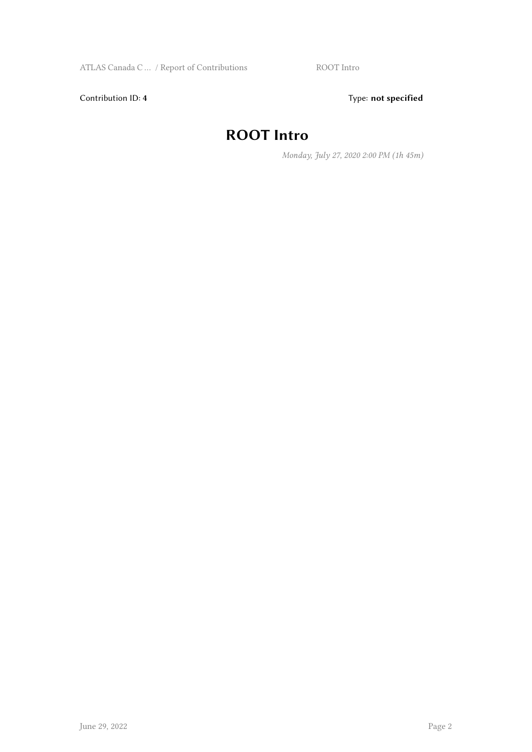Contribution ID: 4

Type: **not specified**

# ROOT Intro

*Monday, July 27, 2020 2:00 PM (1h 45m)*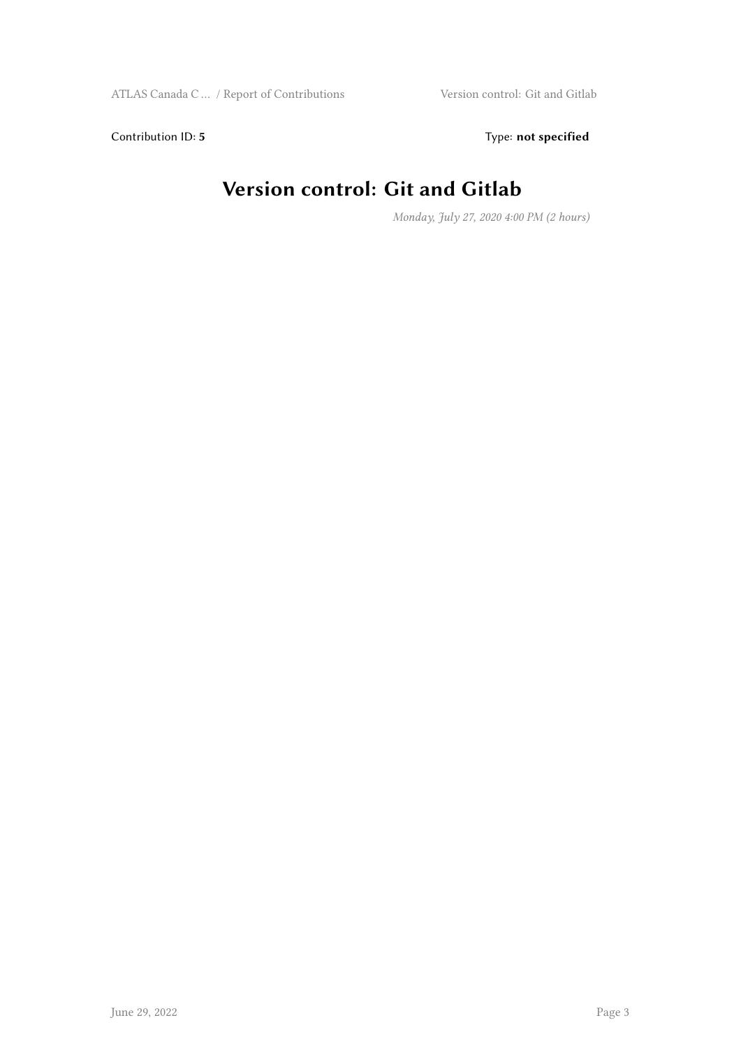Contribution ID: **5** Type: **not specified**

# Version control: Git and Gitlab

*Monday, July 27, 2020 4:00 PM (2 hours)*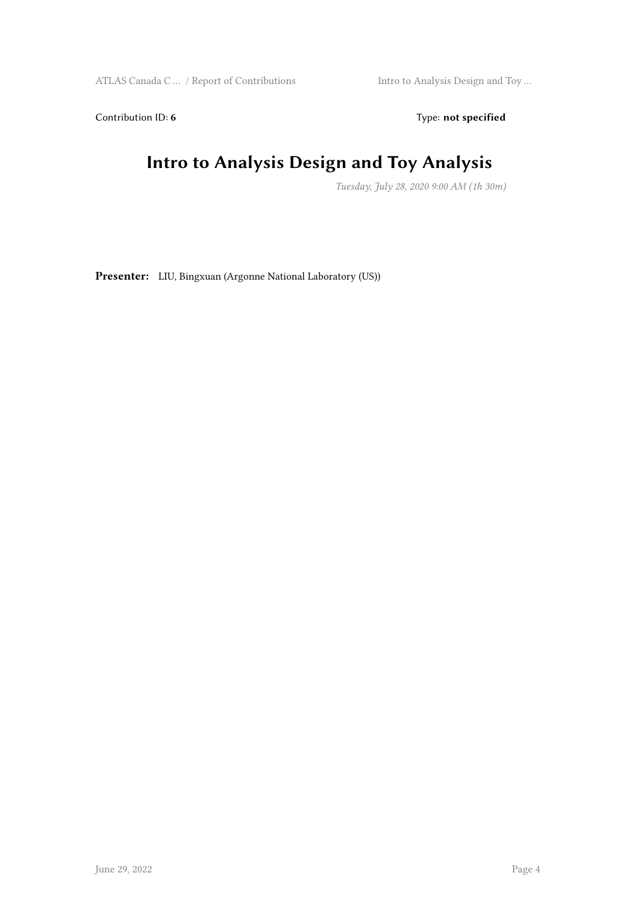Contribution ID: **6** Type: **not specified**

# Intro to Analysis Design and Toy Analysis

*Tuesday, July 28, 2020 9:00 AM (1h 30m)*

**Presenter:** LIU, Bingxuan (Argonne National Laboratory (US))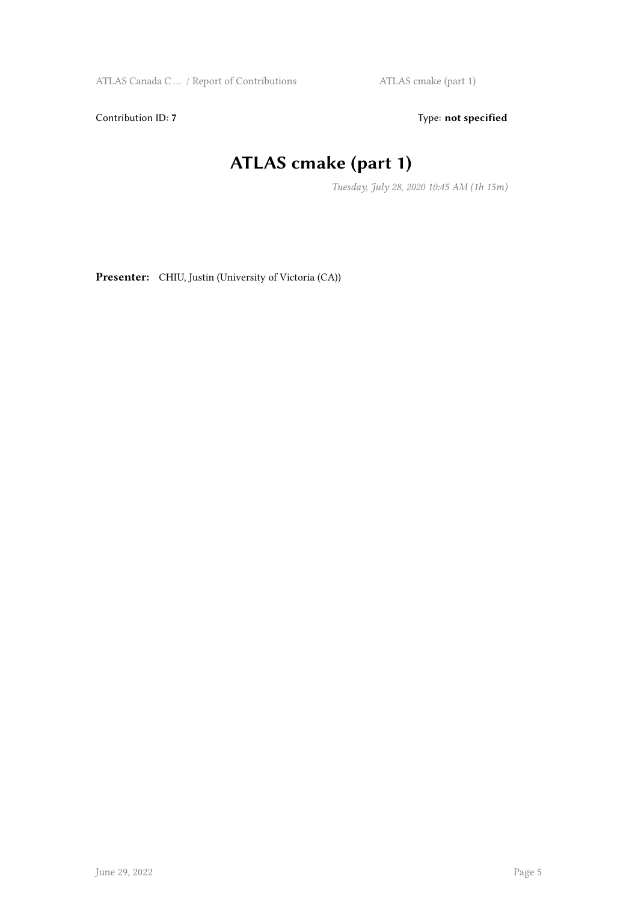Contribution ID: **7**

Type: **not specified**

# ATLAS cmake (part 1)

*Tuesday, July 28, 2020 10:45 AM (1h 15m)*

**Presenter:** CHIU, Justin (University of Victoria (CA))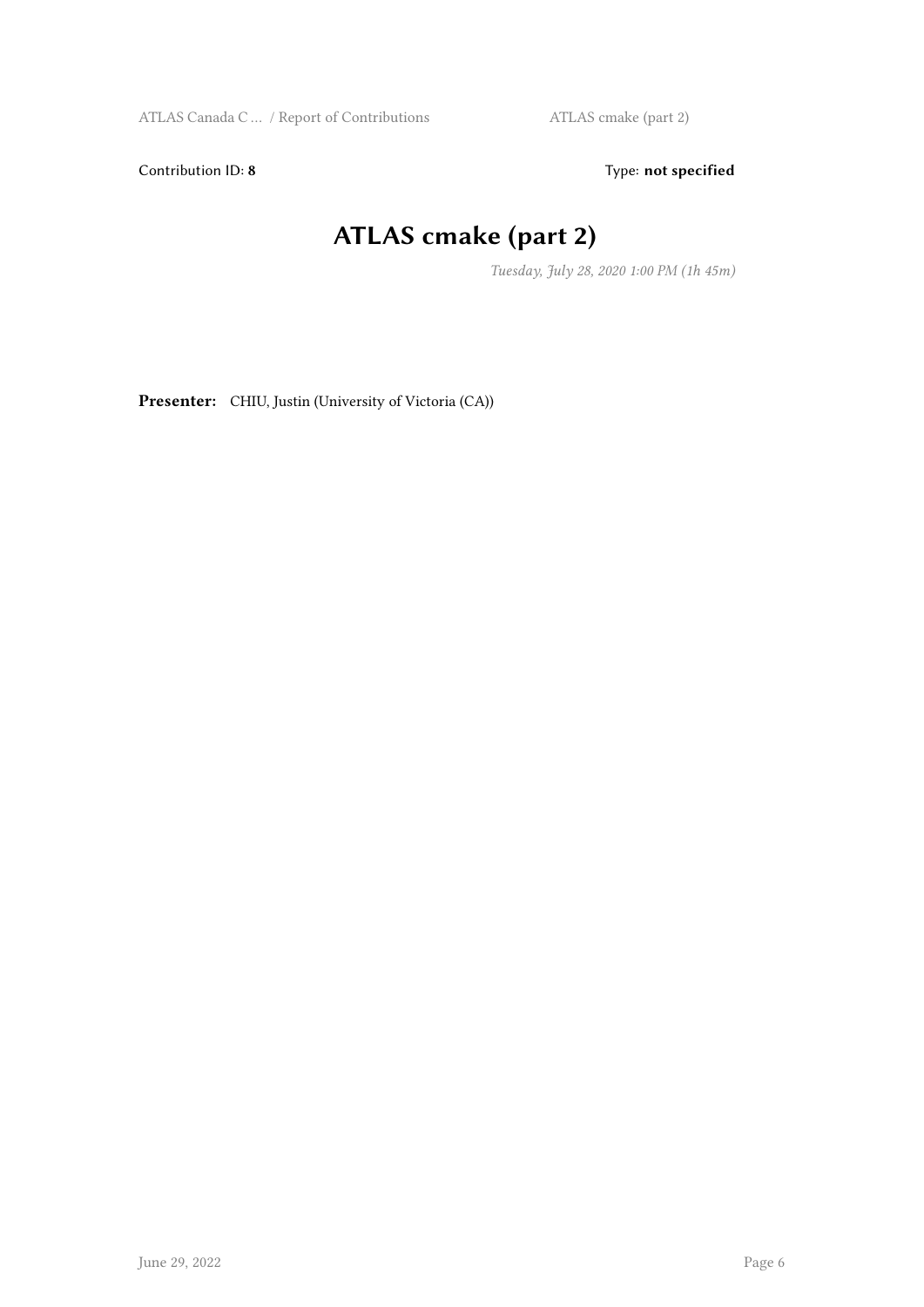Contribution ID: **8** Type: **not specified**

# ATLAS cmake (part 2)

*Tuesday, July 28, 2020 1:00 PM (1h 45m)*

**Presenter:** CHIU, Justin (University of Victoria (CA))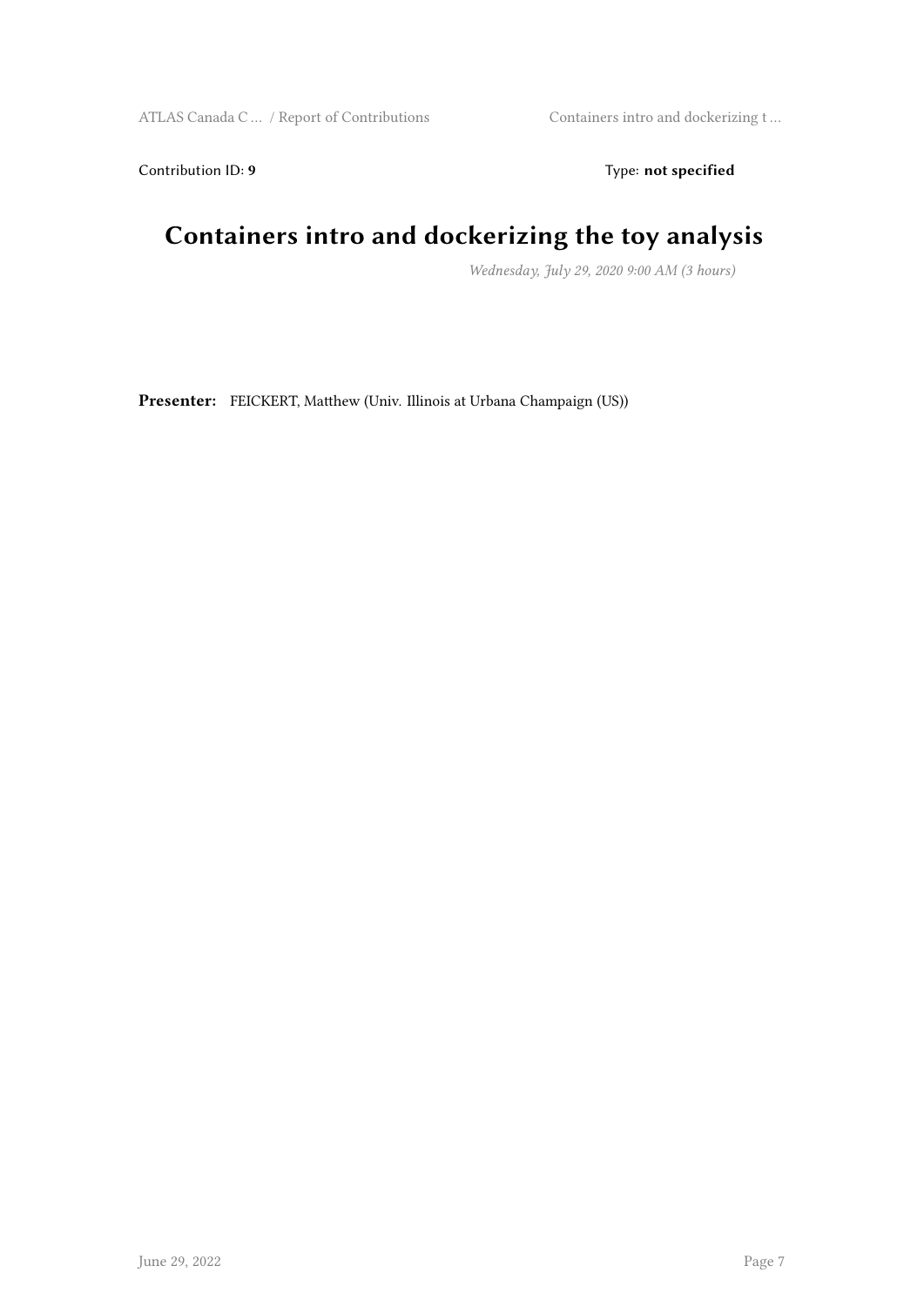Contribution ID: **9** Type: **not specified**

# Containers intro and dockerizing the toy analysis

*Wednesday, July 29, 2020 9:00 AM (3 hours)*

**Presenter:** FEICKERT, Matthew (Univ. Illinois at Urbana Champaign (US))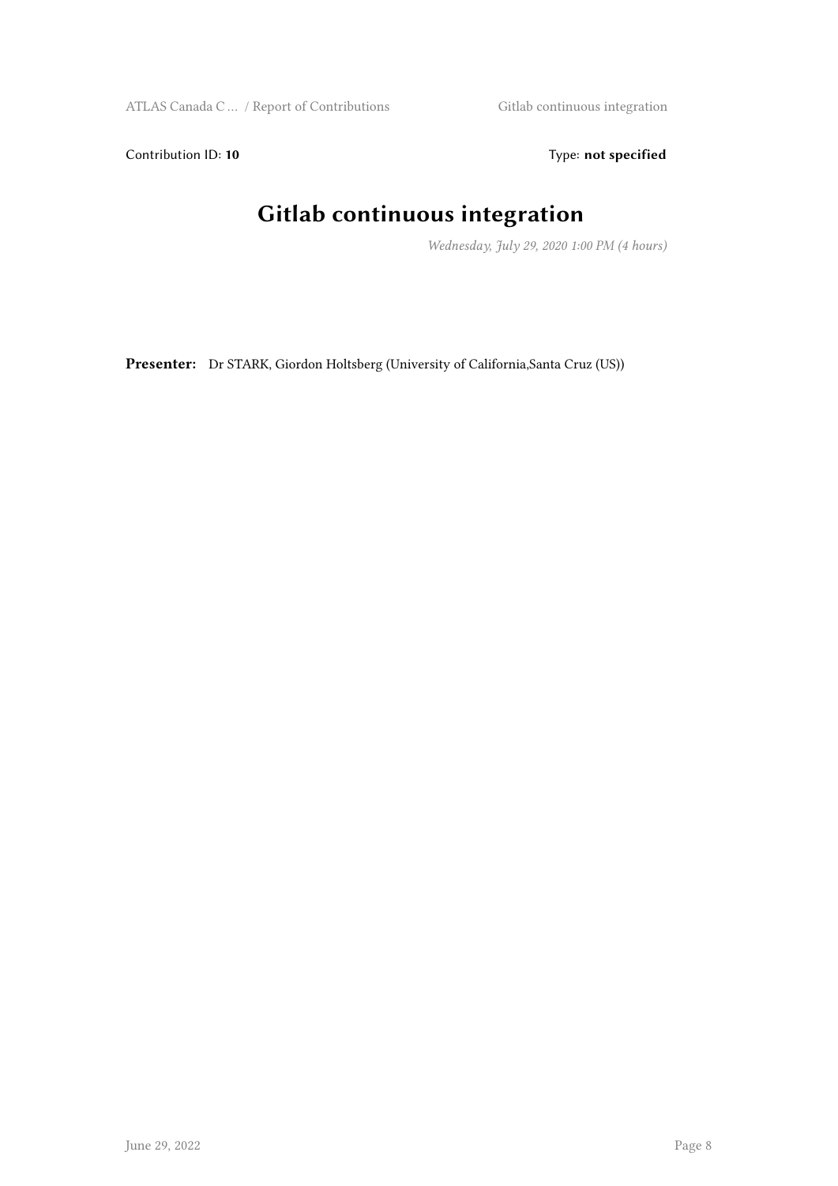Contribution ID: **10** Type: **not specified**

# Gitlab continuous integration

*Wednesday, July 29, 2020 1:00 PM (4 hours)*

**Presenter:** Dr STARK, Giordon Holtsberg (University of California,Santa Cruz (US))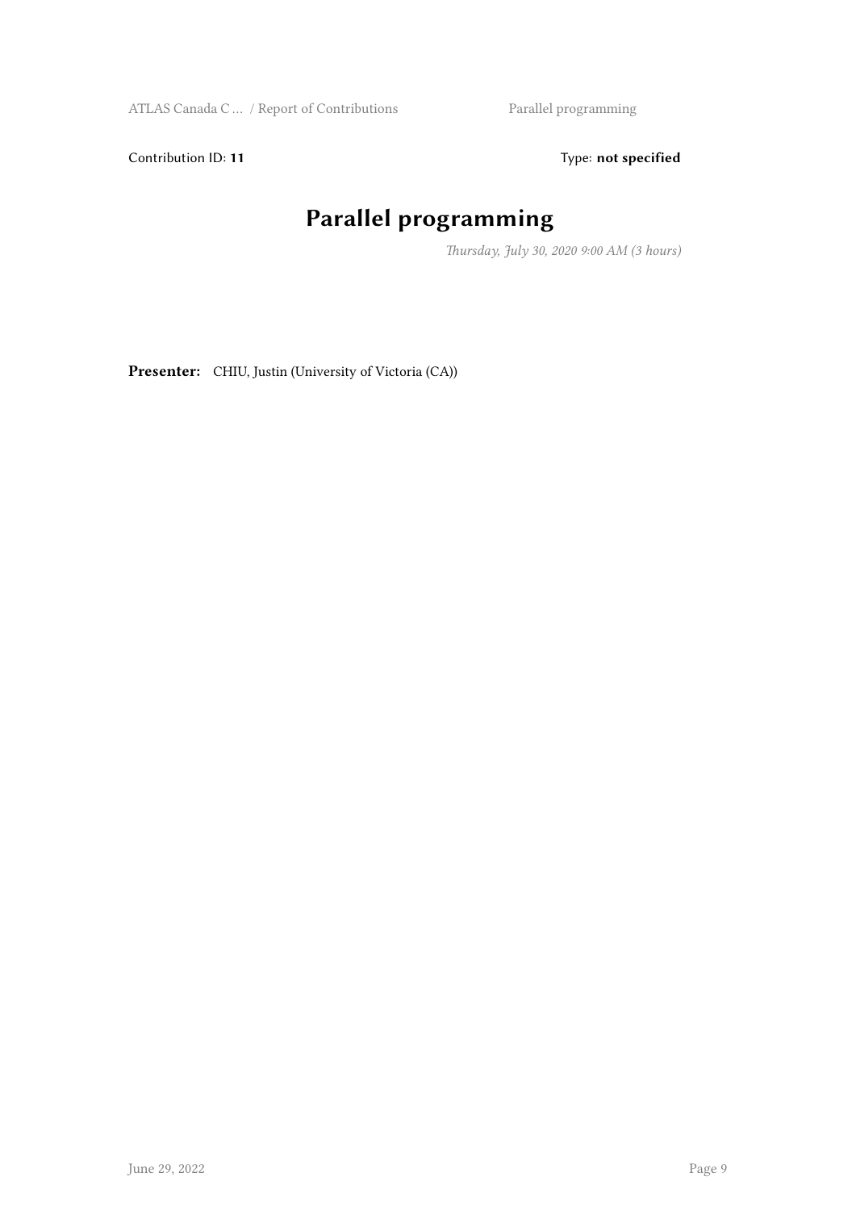Contribution ID: **11**

Type: **not specified**

# Parallel programming

*Thursday, July 30, 2020 9:00 AM (3 hours)*

**Presenter:** CHIU, Justin (University of Victoria (CA))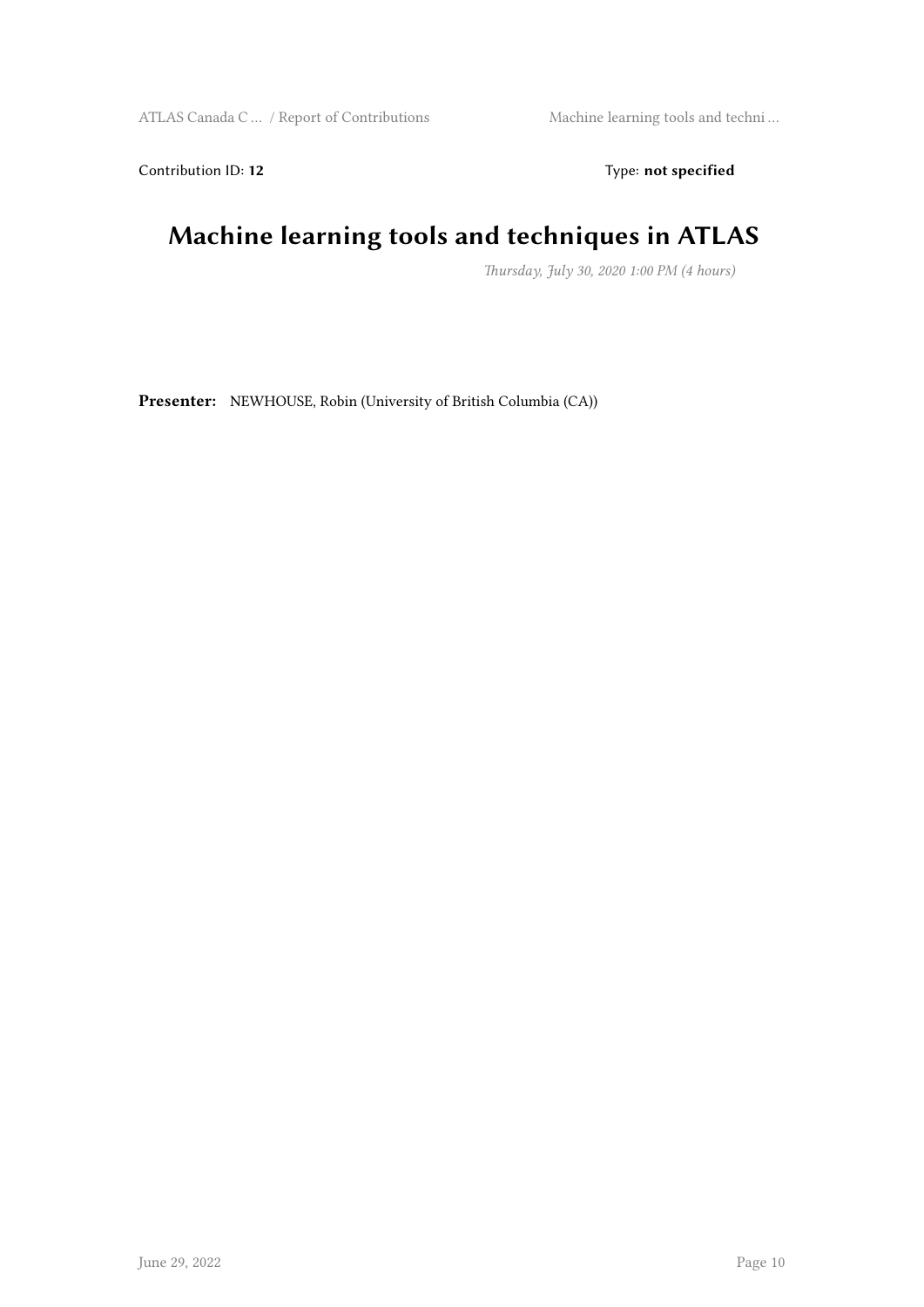Contribution ID: **12** Type: **not specified**

# Machine learning tools and techniques in ATLAS

*Thursday, July 30, 2020 1:00 PM (4 hours)*

**Presenter:** NEWHOUSE, Robin (University of British Columbia (CA))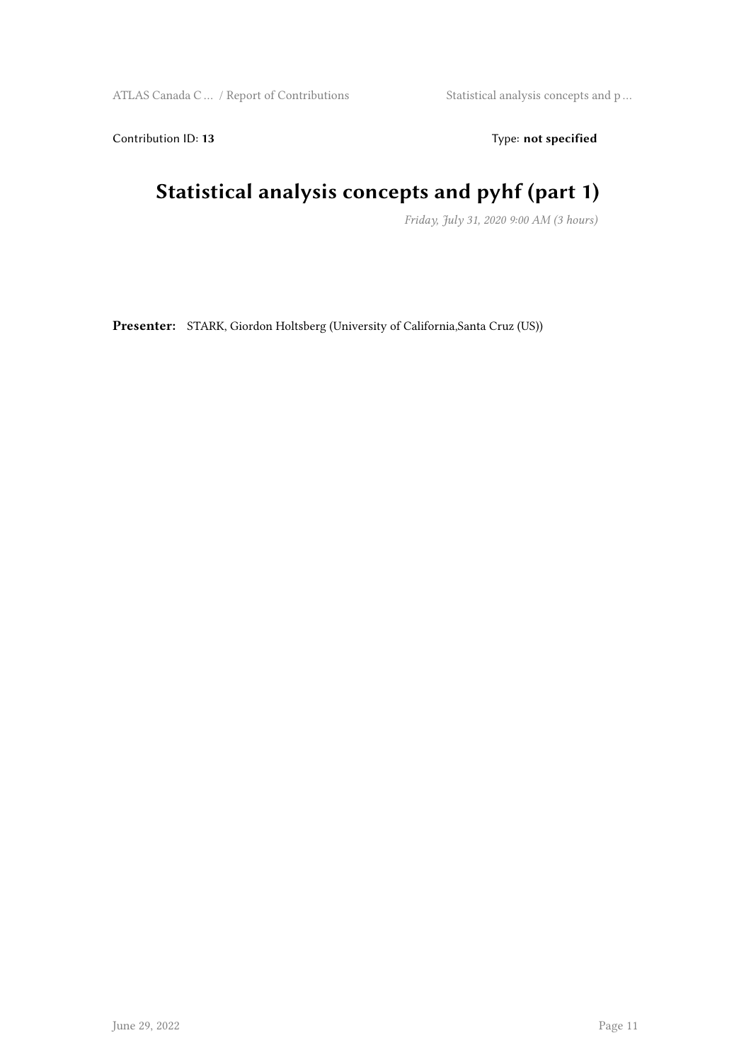Contribution ID: **13** Type: **not specified**

# Statistical analysis concepts and pyhf (part 1)

*Friday, July 31, 2020 9:00 AM (3 hours)*

**Presenter:** STARK, Giordon Holtsberg (University of California,Santa Cruz (US))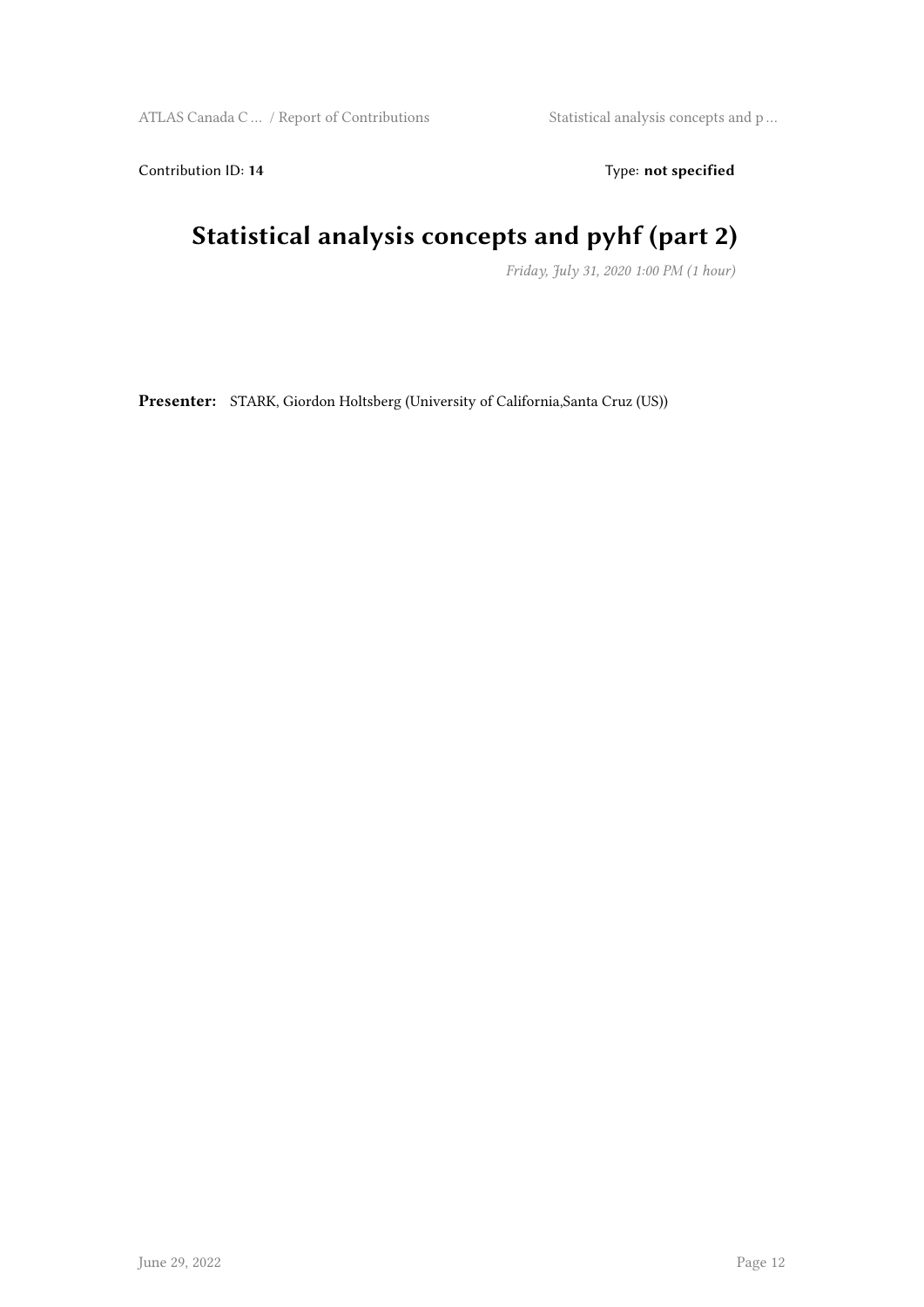Contribution ID: **14** Type: **not specified**

# Statistical analysis concepts and pyhf (part 2)

*Friday, July 31, 2020 1:00 PM (1 hour)*

**Presenter:** STARK, Giordon Holtsberg (University of California,Santa Cruz (US))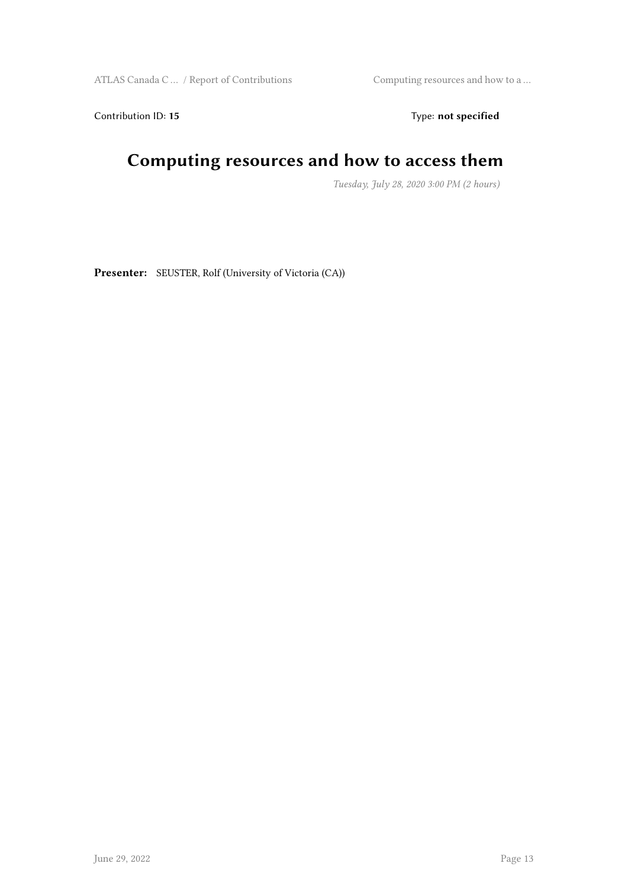Contribution ID: **15**

Type: **not specified**

# Computing resources and how to access them

*Tuesday, July 28, 2020 3:00 PM (2 hours)*

**Presenter:** SEUSTER, Rolf (University of Victoria (CA))